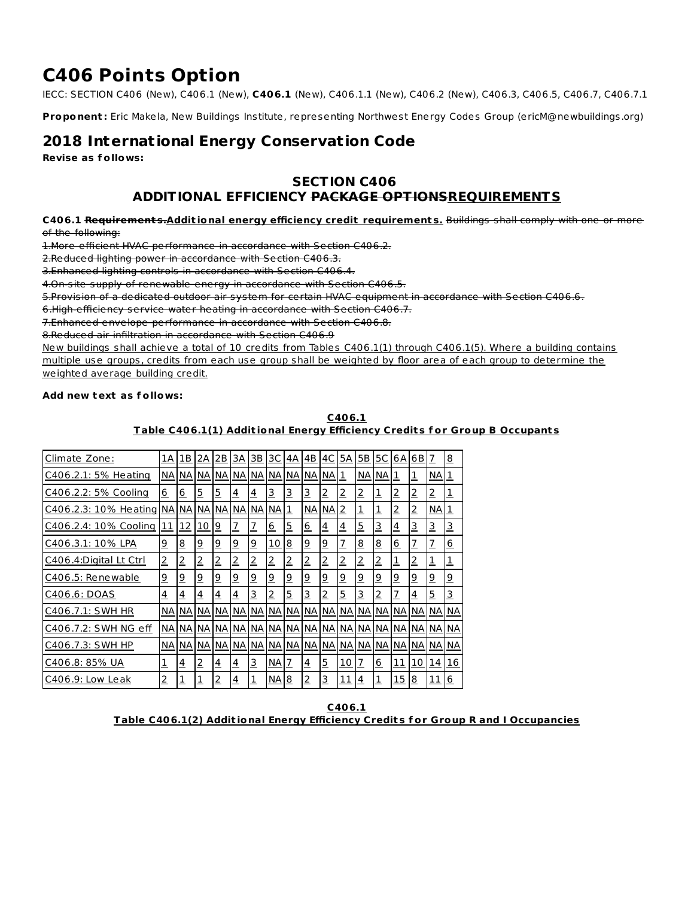# C406 Points Option

IECC: SECTION C406 (New), C406.1 (New), **C406.1** (New), C406.1.1 (New), C406.2 (New), C406.3, C406.5, C406.7, C406.7.1

**Proponent:** Eric Makela, New Buildings Institute, representing Northwest Energy Codes Group (ericM@newbuildings.org)

## 2018 International Energy Conservation Code

**Revise as follows:**

### SECTION C406
### ADDITIONAL EFFICIENCY ~~PACKAGE OPTIONS~~REQUIREMENTS

**C406.1 ~~Requirements.~~Additional energy efficiency credit requirements.** ~~Buildings shall comply with one or more of the following:~~

~~1.More efficient HVAC performance in accordance with Section C406.2.~~

~~2.Reduced lighting power in accordance with Section C406.3.~~

~~3.Enhanced lighting controls in accordance with Section C406.4.~~

~~4.On-site supply of renewable energy in accordance with Section C406.5.~~

~~5.Provision of a dedicated outdoor air system for certain HVAC equipment in accordance with Section C406.6.~~

~~6.High-efficiency service water heating in accordance with Section C406.7.~~

~~7.Enhanced envelope performance in accordance with Section C406.8.~~

~~8.Reduced air infiltration in accordance with Section C406.9~~

New buildings shall achieve a total of 10 credits from Tables C406.1(1) through C406.1(5). Where a building contains multiple use groups, credits from each use group shall be weighted by floor area of each group to determine the weighted average building credit.

**Add new text as follows:**

**C406.1**
**Table C406.1(1) Additional Energy Efficiency Credits for Group B Occupants**

| Climate Zone: | 1A | 1B | 2A | 2B | 3A | 3B | 3C | 4A | 4B | 4C | 5A | 5B | 5C | 6A | 6B | 7 | 8 |
|---|---|---|---|---|---|---|---|---|---|---|---|---|---|---|---|---|---|
| C406.2.1: 5% Heating | NA | NA | NA | NA | NA | NA | NA | NA | NA | NA | 1 | NA | NA | 1 | 1 | NA | 1 |
| C406.2.2: 5% Cooling | 6 | 6 | 5 | 5 | 4 | 4 | 3 | 3 | 3 | 2 | 2 | 2 | 1 | 2 | 2 | 2 | 1 |
| C406.2.3: 10% Heating | NA | NA | NA | NA | NA | NA | NA | 1 | NA | NA | 2 | 1 | 1 | 2 | 2 | NA | 1 |
| C406.2.4: 10% Cooling | 11 | 12 | 10 | 9 | 7 | 7 | 6 | 5 | 6 | 4 | 4 | 5 | 3 | 4 | 3 | 3 | 3 |
| C406.3.1: 10% LPA | 9 | 8 | 9 | 9 | 9 | 9 | 10 | 8 | 9 | 9 | 7 | 8 | 8 | 6 | 7 | 7 | 6 |
| C406.4:Digital Lt Ctrl | 2 | 2 | 2 | 2 | 2 | 2 | 2 | 2 | 2 | 2 | 2 | 2 | 2 | 1 | 2 | 1 | 1 |
| C406.5: Renewable | 9 | 9 | 9 | 9 | 9 | 9 | 9 | 9 | 9 | 9 | 9 | 9 | 9 | 9 | 9 | 9 | 9 |
| C406.6: DOAS | 4 | 4 | 4 | 4 | 4 | 3 | 2 | 5 | 3 | 2 | 5 | 3 | 2 | 7 | 4 | 5 | 3 |
| C406.7.1: SWH HR | NA | NA | NA | NA | NA | NA | NA | NA | NA | NA | NA | NA | NA | NA | NA | NA | NA |
| C406.7.2: SWH NG eff | NA | NA | NA | NA | NA | NA | NA | NA | NA | NA | NA | NA | NA | NA | NA | NA | NA |
| C406.7.3: SWH HP | NA | NA | NA | NA | NA | NA | NA | NA | NA | NA | NA | NA | NA | NA | NA | NA | NA |
| C406.8: 85% UA | 1 | 4 | 2 | 4 | 4 | 3 | NA | 7 | 4 | 5 | 10 | 7 | 6 | 11 | 10 | 14 | 16 |
| C406.9: Low Leak | 2 | 1 | 1 | 2 | 4 | 1 | NA | 8 | 2 | 3 | 11 | 4 | 1 | 15 | 8 | 11 | 6 |

**C406.1**
**Table C406.1(2) Additional Energy Efficiency Credits for Group R and I Occupancies**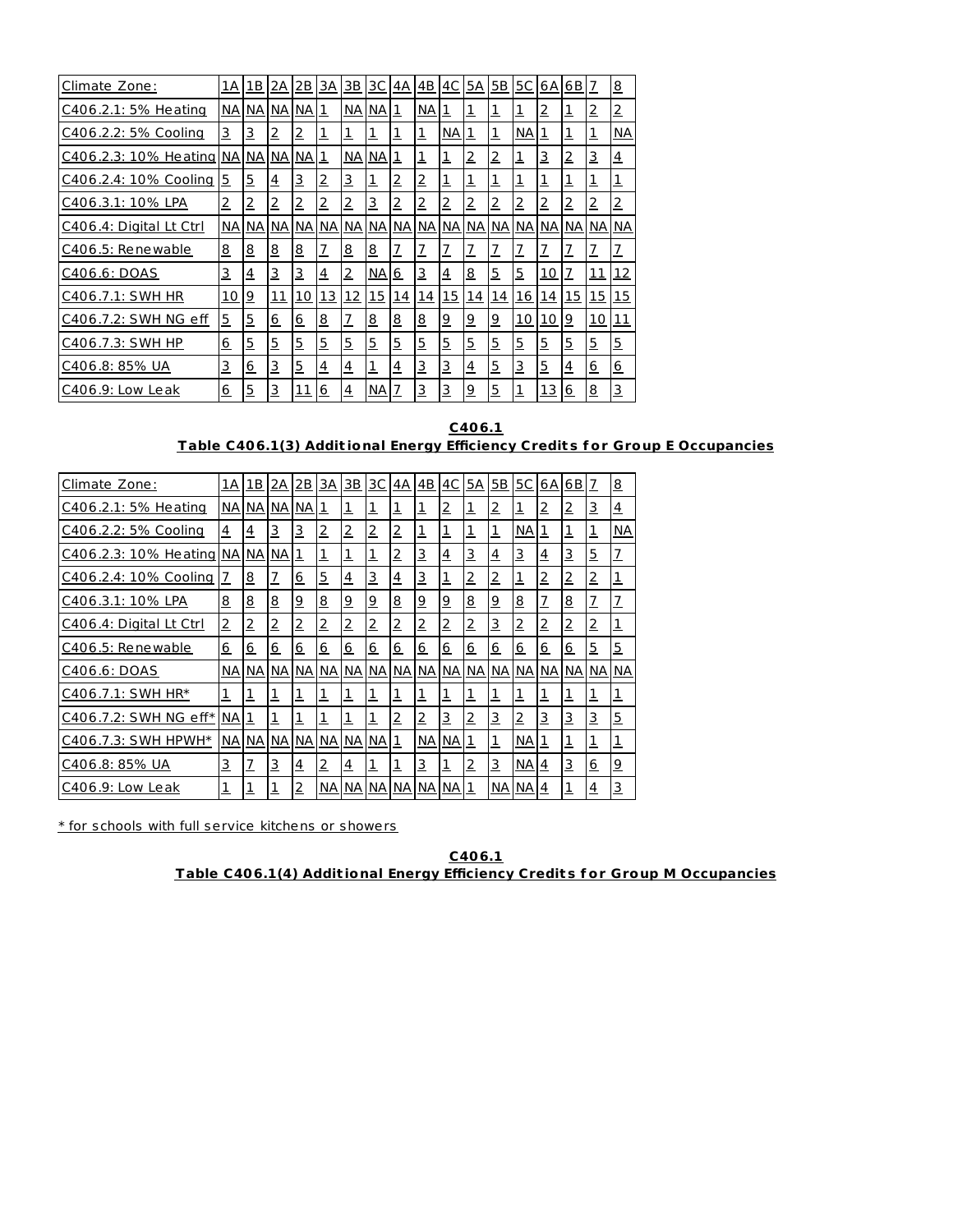| Climate Zone: | 1A | 1B | 2A | 2B | 3A | 3B | 3C | 4A | 4B | 4C | 5A | 5B | 5C | 6A | 6B | 7 | 8 |
|---|---|---|---|---|---|---|---|---|---|---|---|---|---|---|---|---|---|
| C406.2.1: 5% Heating | NA | NA | NA | NA | 1 | NA | NA | 1 | NA | 1 | 1 | 1 | 1 | 2 | 1 | 2 | 2 |
| C406.2.2: 5% Cooling | 3 | 3 | 2 | 2 | 1 | 1 | 1 | 1 | 1 | NA | 1 | 1 | NA | 1 | 1 | 1 | NA |
| C406.2.3: 10% Heating | NA | NA | NA | NA | 1 | NA | NA | 1 | 1 | 1 | 2 | 2 | 1 | 3 | 2 | 3 | 4 |
| C406.2.4: 10% Cooling | 5 | 5 | 4 | 3 | 2 | 3 | 1 | 2 | 2 | 1 | 1 | 1 | 1 | 1 | 1 | 1 | 1 |
| C406.3.1: 10% LPA | 2 | 2 | 2 | 2 | 2 | 2 | 3 | 2 | 2 | 2 | 2 | 2 | 2 | 2 | 2 | 2 | 2 |
| C406.4: Digital Lt Ctrl | NA | NA | NA | NA | NA | NA | NA | NA | NA | NA | NA | NA | NA | NA | NA | NA | NA |
| C406.5: Renewable | 8 | 8 | 8 | 8 | 7 | 8 | 8 | 7 | 7 | 7 | 7 | 7 | 7 | 7 | 7 | 7 | 7 |
| C406.6: DOAS | 3 | 4 | 3 | 3 | 4 | 2 | NA | 6 | 3 | 4 | 8 | 5 | 5 | 10 | 7 | 11 | 12 |
| C406.7.1: SWH HR | 10 | 9 | 11 | 10 | 13 | 12 | 15 | 14 | 14 | 15 | 14 | 14 | 16 | 14 | 15 | 15 | 15 |
| C406.7.2: SWH NG eff | 5 | 5 | 6 | 6 | 8 | 7 | 8 | 8 | 8 | 9 | 9 | 9 | 10 | 10 | 9 | 10 | 11 |
| C406.7.3: SWH HP | 6 | 5 | 5 | 5 | 5 | 5 | 5 | 5 | 5 | 5 | 5 | 5 | 5 | 5 | 5 | 5 | 5 |
| C406.8: 85% UA | 3 | 6 | 3 | 5 | 4 | 4 | 1 | 4 | 3 | 3 | 4 | 5 | 3 | 5 | 4 | 6 | 6 |
| C406.9: Low Leak | 6 | 5 | 3 | 11 | 6 | 4 | NA | 7 | 3 | 3 | 9 | 5 | 1 | 13 | 6 | 8 | 3 |

**C406.1**
**Table C406.1(3) Additional Energy Efficiency Credits for Group E Occupancies**

| Climate Zone: | 1A | 1B | 2A | 2B | 3A | 3B | 3C | 4A | 4B | 4C | 5A | 5B | 5C | 6A | 6B | 7 | 8 |
|---|---|---|---|---|---|---|---|---|---|---|---|---|---|---|---|---|---|
| C406.2.1: 5% Heating | NA | NA | NA | NA | 1 | 1 | 1 | 1 | 1 | 2 | 1 | 2 | 1 | 2 | 2 | 3 | 4 |
| C406.2.2: 5% Cooling | 4 | 4 | 3 | 3 | 2 | 2 | 2 | 2 | 1 | 1 | 1 | 1 | NA | 1 | 1 | 1 | NA |
| C406.2.3: 10% Heating | NA | NA | NA | 1 | 1 | 1 | 1 | 2 | 3 | 4 | 3 | 4 | 3 | 4 | 3 | 5 | 7 |
| C406.2.4: 10% Cooling | 7 | 8 | 7 | 6 | 5 | 4 | 3 | 4 | 3 | 1 | 2 | 2 | 1 | 2 | 2 | 2 | 1 |
| C406.3.1: 10% LPA | 8 | 8 | 8 | 9 | 8 | 9 | 9 | 8 | 9 | 9 | 8 | 9 | 8 | 7 | 8 | 7 | 7 |
| C406.4: Digital Lt Ctrl | 2 | 2 | 2 | 2 | 2 | 2 | 2 | 2 | 2 | 2 | 2 | 3 | 2 | 2 | 2 | 2 | 1 |
| C406.5: Renewable | 6 | 6 | 6 | 6 | 6 | 6 | 6 | 6 | 6 | 6 | 6 | 6 | 6 | 6 | 6 | 5 | 5 |
| C406.6: DOAS | NA | NA | NA | NA | NA | NA | NA | NA | NA | NA | NA | NA | NA | NA | NA | NA | NA |
| C406.7.1: SWH HR* | 1 | 1 | 1 | 1 | 1 | 1 | 1 | 1 | 1 | 1 | 1 | 1 | 1 | 1 | 1 | 1 | 1 |
| C406.7.2: SWH NG eff* | NA | 1 | 1 | 1 | 1 | 1 | 1 | 2 | 2 | 3 | 2 | 3 | 2 | 3 | 3 | 3 | 5 |
| C406.7.3: SWH HPWH* | NA | NA | NA | NA | NA | NA | NA | 1 | NA | NA | 1 | 1 | NA | 1 | 1 | 1 | 1 |
| C406.8: 85% UA | 3 | 7 | 3 | 4 | 2 | 4 | 1 | 1 | 3 | 1 | 2 | 3 | NA | 4 | 3 | 6 | 9 |
| C406.9: Low Leak | 1 | 1 | 1 | 2 | NA | NA | NA | NA | NA | NA | 1 | NA | NA | 4 | 1 | 4 | 3 |

* for schools with full service kitchens or showers

**C406.1**
**Table C406.1(4) Additional Energy Efficiency Credits for Group M Occupancies**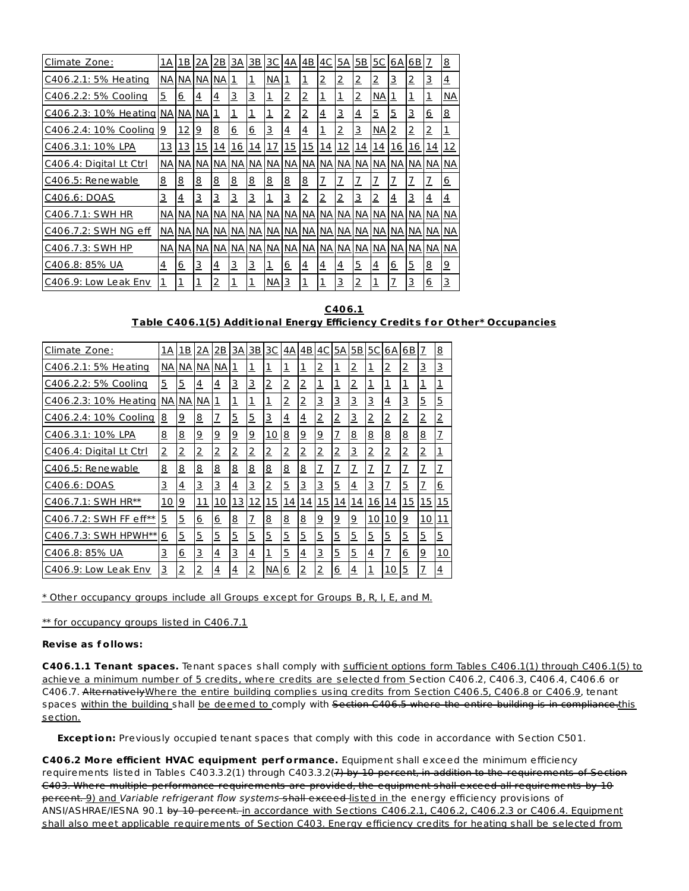| Climate Zone: | 1A | 1B | 2A | 2B | 3A | 3B | 3C | 4A | 4B | 4C | 5A | 5B | 5C | 6A | 6B | 7 | 8 |
|---|---|---|---|---|---|---|---|---|---|---|---|---|---|---|---|---|---|
| C406.2.1: 5% Heating | NA | NA | NA | NA | 1 | 1 | NA | 1 | 1 | 2 | 2 | 2 | 2 | 3 | 2 | 3 | 4 |
| C406.2.2: 5% Cooling | 5 | 6 | 4 | 4 | 3 | 3 | 1 | 2 | 2 | 1 | 1 | 2 | NA | 1 | 1 | 1 | NA |
| C406.2.3: 10% Heating | NA | NA | NA | 1 | 1 | 1 | 1 | 2 | 2 | 4 | 3 | 4 | 5 | 5 | 3 | 6 | 8 |
| C406.2.4: 10% Cooling | 9 | 12 | 9 | 8 | 6 | 6 | 3 | 4 | 4 | 1 | 2 | 3 | NA | 2 | 2 | 2 | 1 |
| C406.3.1: 10% LPA | 13 | 13 | 15 | 14 | 16 | 14 | 17 | 15 | 15 | 14 | 12 | 14 | 14 | 16 | 16 | 14 | 12 |
| C406.4: Digital Lt Ctrl | NA | NA | NA | NA | NA | NA | NA | NA | NA | NA | NA | NA | NA | NA | NA | NA | NA |
| C406.5: Renewable | 8 | 8 | 8 | 8 | 8 | 8 | 8 | 8 | 8 | 7 | 7 | 7 | 7 | 7 | 7 | 7 | 6 |
| C406.6: DOAS | 3 | 4 | 3 | 3 | 3 | 3 | 1 | 3 | 2 | 2 | 2 | 3 | 2 | 4 | 3 | 4 | 4 |
| C406.7.1: SWH HR | NA | NA | NA | NA | NA | NA | NA | NA | NA | NA | NA | NA | NA | NA | NA | NA | NA |
| C406.7.2: SWH NG eff | NA | NA | NA | NA | NA | NA | NA | NA | NA | NA | NA | NA | NA | NA | NA | NA | NA |
| C406.7.3: SWH HP | NA | NA | NA | NA | NA | NA | NA | NA | NA | NA | NA | NA | NA | NA | NA | NA | NA |
| C406.8: 85% UA | 4 | 6 | 3 | 4 | 3 | 3 | 1 | 6 | 4 | 4 | 4 | 5 | 4 | 6 | 5 | 8 | 9 |
| C406.9: Low Leak Env | 1 | 1 | 1 | 2 | 1 | 1 | NA | 3 | 1 | 1 | 3 | 2 | 1 | 7 | 3 | 6 | 3 |

**C406.1**

**Table C406.1(5) Additional Energy Efficiency Credits for Other* Occupancies**

| Climate Zone: | 1A | 1B | 2A | 2B | 3A | 3B | 3C | 4A | 4B | 4C | 5A | 5B | 5C | 6A | 6B | 7 | 8 |
|---|---|---|---|---|---|---|---|---|---|---|---|---|---|---|---|---|---|
| C406.2.1: 5% Heating | NA | NA | NA | NA | 1 | 1 | 1 | 1 | 1 | 2 | 1 | 2 | 1 | 2 | 2 | 3 | 3 |
| C406.2.2: 5% Cooling | 5 | 5 | 4 | 4 | 3 | 3 | 2 | 2 | 2 | 1 | 1 | 2 | 1 | 1 | 1 | 1 | 1 |
| C406.2.3: 10% Heating | NA | NA | NA | 1 | 1 | 1 | 1 | 2 | 2 | 3 | 3 | 3 | 3 | 4 | 3 | 5 | 5 |
| C406.2.4: 10% Cooling | 8 | 9 | 8 | 7 | 5 | 5 | 3 | 4 | 4 | 2 | 2 | 3 | 2 | 2 | 2 | 2 | 2 |
| C406.3.1: 10% LPA | 8 | 8 | 9 | 9 | 9 | 9 | 10 | 8 | 9 | 9 | 7 | 8 | 8 | 8 | 8 | 8 | 7 |
| C406.4: Digital Lt Ctrl | 2 | 2 | 2 | 2 | 2 | 2 | 2 | 2 | 2 | 2 | 2 | 3 | 2 | 2 | 2 | 2 | 1 |
| C406.5: Renewable | 8 | 8 | 8 | 8 | 8 | 8 | 8 | 8 | 8 | 7 | 7 | 7 | 7 | 7 | 7 | 7 | 7 |
| C406.6: DOAS | 3 | 4 | 3 | 3 | 4 | 3 | 2 | 5 | 3 | 3 | 5 | 4 | 3 | 7 | 5 | 7 | 6 |
| C406.7.1: SWH HR** | 10 | 9 | 11 | 10 | 13 | 12 | 15 | 14 | 14 | 15 | 14 | 14 | 16 | 14 | 15 | 15 | 15 |
| C406.7.2: SWH FF eff** | 5 | 5 | 6 | 6 | 8 | 7 | 8 | 8 | 8 | 9 | 9 | 9 | 10 | 10 | 9 | 10 | 11 |
| C406.7.3: SWH HPWH** | 6 | 5 | 5 | 5 | 5 | 5 | 5 | 5 | 5 | 5 | 5 | 5 | 5 | 5 | 5 | 5 | 5 |
| C406.8: 85% UA | 3 | 6 | 3 | 4 | 3 | 4 | 1 | 5 | 4 | 3 | 5 | 5 | 4 | 7 | 6 | 9 | 10 |
| C406.9: Low Leak Env | 3 | 2 | 2 | 4 | 4 | 2 | NA | 6 | 2 | 2 | 6 | 4 | 1 | 10 | 5 | 7 | 4 |

* Other occupancy groups include all Groups except for Groups B, R, I, E, and M.

** for occupancy groups listed in C406.7.1

**Revise as follows:**

**C406.1.1 Tenant spaces.** Tenant spaces shall comply with sufficient options form Tables C406.1(1) through C406.1(5) to achieve a minimum number of 5 credits, where credits are selected from Section C406.2, C406.3, C406.4, C406.6 or C406.7. ~~Alternatively~~Where the entire building complies using credits from Section C406.5, C406.8 or C406.9, tenant spaces within the building shall be deemed to comply with ~~Section C406.5 where the entire building is in compliance.~~this section.

**Exception:** Previously occupied tenant spaces that comply with this code in accordance with Section C501.

**C406.2 More efficient HVAC equipment performance.** Equipment shall exceed the minimum efficiency requirements listed in Tables C403.3.2(1) through C403.3.2(~~7) by 10 percent, in addition to the requirements of Section C403. Where multiple performance requirements are provided, the equipment shall exceed all requirements by 10 percent.~~ 9) and *Variable refrigerant flow systems* ~~shall exceed~~ listed in the energy efficiency provisions of ANSI/ASHRAE/IESNA 90.1 ~~by 10 percent.~~ in accordance with Sections C406.2.1, C406.2, C406.2.3 or C406.4. Equipment shall also meet applicable requirements of Section C403. Energy efficiency credits for heating shall be selected from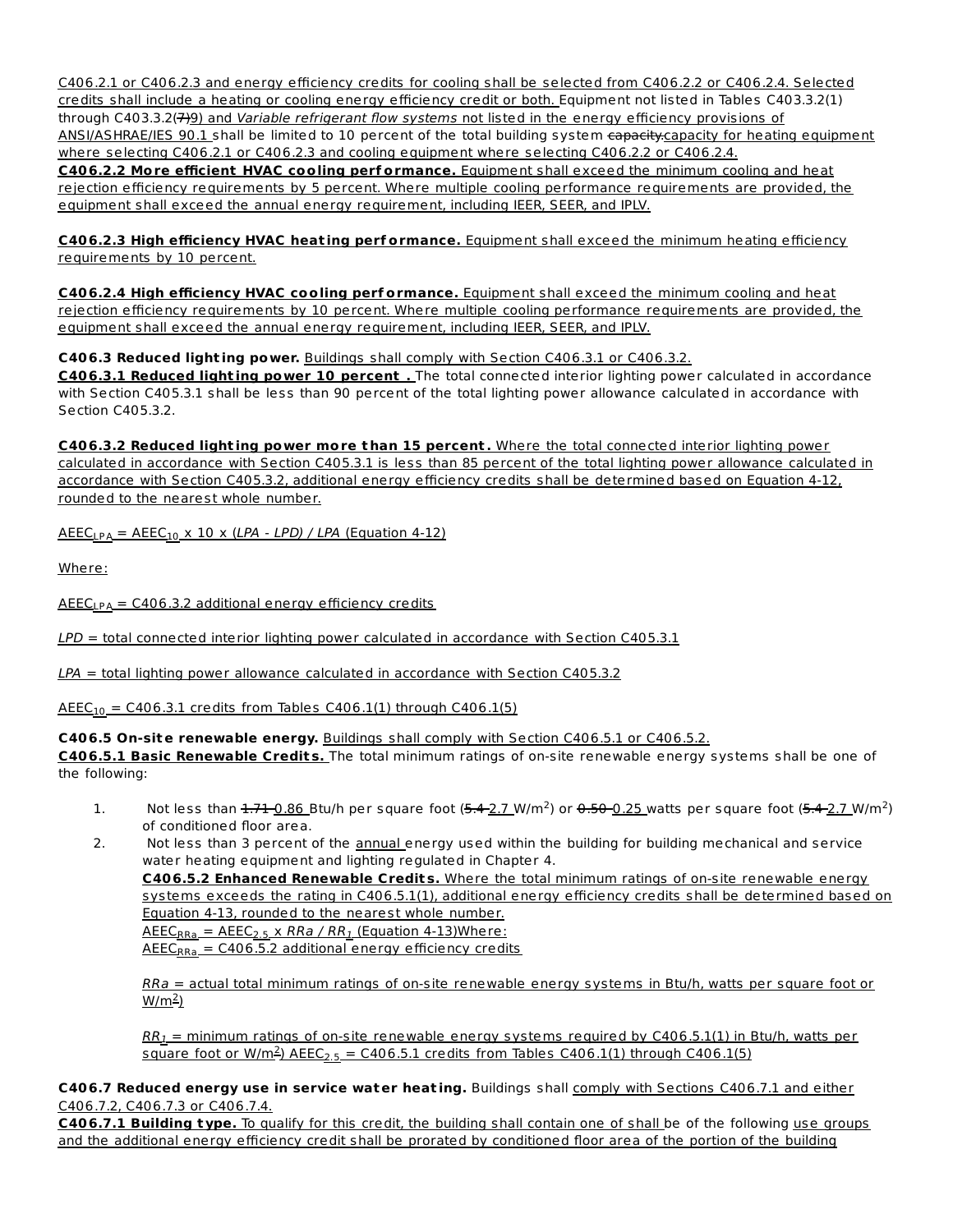C406.2.1 or C406.2.3 and energy efficiency credits for cooling shall be selected from C406.2.2 or C406.2.4. Selected credits shall include a heating or cooling energy efficiency credit or both. Equipment not listed in Tables C403.3.2(1) through C403.3.2(~~7)~~9) and *Variable refrigerant flow systems* not listed in the energy efficiency provisions of ANSI/ASHRAE/IES 90.1 shall be limited to 10 percent of the total building system ~~capacity.~~capacity for heating equipment where selecting C406.2.1 or C406.2.3 and cooling equipment where selecting C406.2.2 or C406.2.4.

**C406.2.2 More efficient HVAC cooling performance.** Equipment shall exceed the minimum cooling and heat rejection efficiency requirements by 5 percent. Where multiple cooling performance requirements are provided, the equipment shall exceed the annual energy requirement, including IEER, SEER, and IPLV.

**C406.2.3 High efficiency HVAC heating performance.** Equipment shall exceed the minimum heating efficiency requirements by 10 percent.

**C406.2.4 High efficiency HVAC cooling performance.** Equipment shall exceed the minimum cooling and heat rejection efficiency requirements by 10 percent. Where multiple cooling performance requirements are provided, the equipment shall exceed the annual energy requirement, including IEER, SEER, and IPLV.

**C406.3 Reduced lighting power.** Buildings shall comply with Section C406.3.1 or C406.3.2.

**C406.3.1 Reduced lighting power 10 percent .** The total connected interior lighting power calculated in accordance with Section C405.3.1 shall be less than 90 percent of the total lighting power allowance calculated in accordance with Section C405.3.2.

**C406.3.2 Reduced lighting power more than 15 percent.** Where the total connected interior lighting power calculated in accordance with Section C405.3.1 is less than 85 percent of the total lighting power allowance calculated in accordance with Section C405.3.2, additional energy efficiency credits shall be determined based on Equation 4-12, rounded to the nearest whole number.

$AEEC_{LPA} = AEEC_{10} \times 10 \times (LPA - LPD) / LPA$ (Equation 4-12)

Where:

$AEEC_{LPA}$ = C406.3.2 additional energy efficiency credits

*LPD* = total connected interior lighting power calculated in accordance with Section C405.3.1

*LPA* = total lighting power allowance calculated in accordance with Section C405.3.2

$AEEC_{10}$ = C406.3.1 credits from Tables C406.1(1) through C406.1(5)

**C406.5 On-site renewable energy.** Buildings shall comply with Section C406.5.1 or C406.5.2.

**C406.5.1 Basic Renewable Credits.** The total minimum ratings of on-site renewable energy systems shall be one of the following:

1. Not less than ~~1.71~~ 0.86 Btu/h per square foot (~~5.4~~ 2.7 W/m$^2$) or ~~0.50~~ 0.25 watts per square foot (~~5.4~~ 2.7 W/m$^2$) of conditioned floor area.
2. Not less than 3 percent of the annual energy used within the building for building mechanical and service water heating equipment and lighting regulated in Chapter 4.

   **C406.5.2 Enhanced Renewable Credits.** Where the total minimum ratings of on-site renewable energy systems exceeds the rating in C406.5.1(1), additional energy efficiency credits shall be determined based on Equation 4-13, rounded to the nearest whole number.

   $AEEC_{RRa} = AEEC_{2.5} \times RRa / RR_1$ (Equation 4-13)Where:

   $AEEC_{RRa}$ = C406.5.2 additional energy efficiency credits

   *RRa* = actual total minimum ratings of on-site renewable energy systems in Btu/h, watts per square foot or W/m$^2$)

   $RR_1$ = minimum ratings of on-site renewable energy systems required by C406.5.1(1) in Btu/h, watts per square foot or W/m$^2$) $AEEC_{2.5}$ = C406.5.1 credits from Tables C406.1(1) through C406.1(5)

**C406.7 Reduced energy use in service water heating.** Buildings shall comply with Sections C406.7.1 and either C406.7.2, C406.7.3 or C406.7.4.

**C406.7.1 Building type.** To qualify for this credit, the building shall contain one of shall be of the following use groups and the additional energy efficiency credit shall be prorated by conditioned floor area of the portion of the building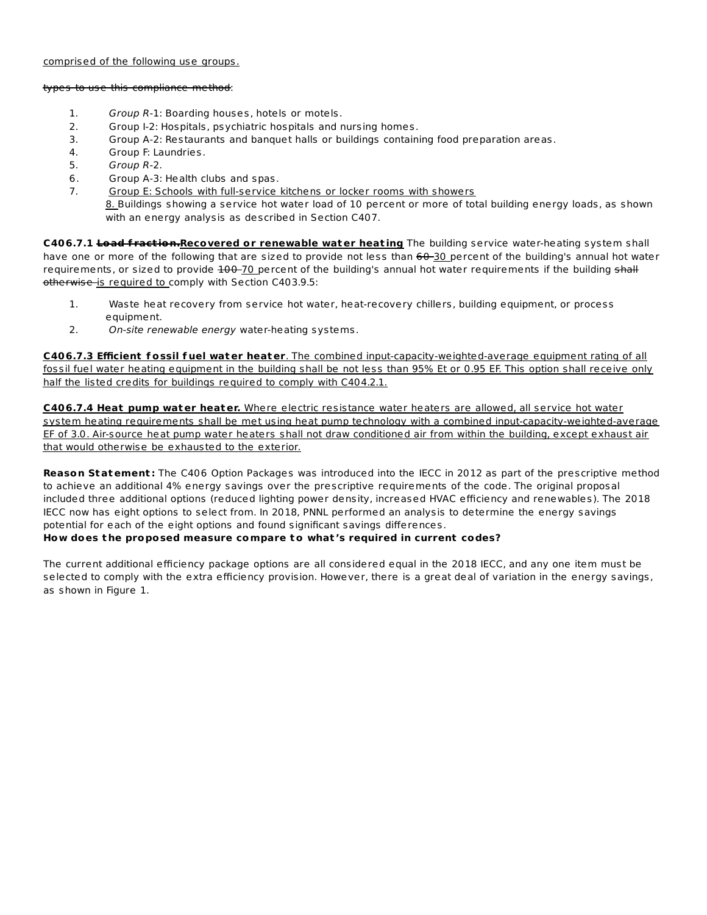comprised of the following use groups.

~~types to use this compliance method~~:

1. *Group R*-1: Boarding houses, hotels or motels.
2. Group I-2: Hospitals, psychiatric hospitals and nursing homes.
3. Group A-2: Restaurants and banquet halls or buildings containing food preparation areas.
4. Group F: Laundries.
5. *Group R*-2.
6. Group A-3: Health clubs and spas.
7. Group E: Schools with full-service kitchens or locker rooms with showers
8. Buildings showing a service hot water load of 10 percent or more of total building energy loads, as shown with an energy analysis as described in Section C407.

**C406.7.1 ~~Load fraction.~~Recovered or renewable water heating** The building service water-heating system shall have one or more of the following that are sized to provide not less than ~~60~~ 30 percent of the building's annual hot water requirements, or sized to provide ~~100~~ 70 percent of the building's annual hot water requirements if the building ~~shall otherwise~~ is required to comply with Section C403.9.5:

1. Waste heat recovery from service hot water, heat-recovery chillers, building equipment, or process equipment.
2. *On-site renewable energy* water-heating systems.

**C406.7.3 Efficient fossil fuel water heater**. The combined input-capacity-weighted-average equipment rating of all fossil fuel water heating equipment in the building shall be not less than 95% Et or 0.95 EF. This option shall receive only half the listed credits for buildings required to comply with C404.2.1.

**C406.7.4 Heat pump water heater.** Where electric resistance water heaters are allowed, all service hot water system heating requirements shall be met using heat pump technology with a combined input-capacity-weighted-average EF of 3.0. Air-source heat pump water heaters shall not draw conditioned air from within the building, except exhaust air that would otherwise be exhausted to the exterior.

**Reason Statement:** The C406 Option Packages was introduced into the IECC in 2012 as part of the prescriptive method to achieve an additional 4% energy savings over the prescriptive requirements of the code. The original proposal included three additional options (reduced lighting power density, increased HVAC efficiency and renewables). The 2018 IECC now has eight options to select from. In 2018, PNNL performed an analysis to determine the energy savings potential for each of the eight options and found significant savings differences.

**How does the proposed measure compare to what's required in current codes?**

The current additional efficiency package options are all considered equal in the 2018 IECC, and any one item must be selected to comply with the extra efficiency provision. However, there is a great deal of variation in the energy savings, as shown in Figure 1.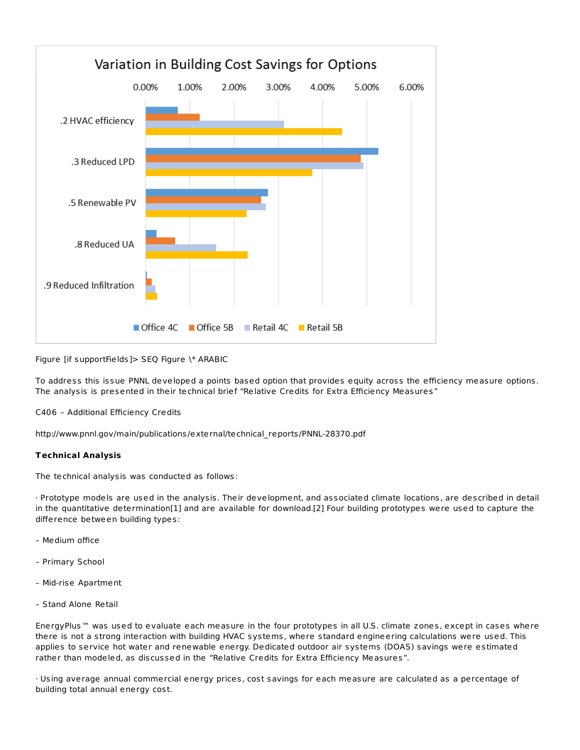Figure [if supportFields]> SEQ Figure \* ARABIC

To address this issue PNNL developed a points based option that provides equity across the efficiency measure options. The analysis is presented in their technical brief "Relative Credits for Extra Efficiency Measures"

C406 – Additional Efficiency Credits

http://www.pnnl.gov/main/publications/external/technical_reports/PNNL-28370.pdf

**Technical Analysis**

The technical analysis was conducted as follows:

· Prototype models are used in the analysis. Their development, and associated climate locations, are described in detail in the quantitative determination[1] and are available for download.[2] Four building prototypes were used to capture the difference between building types:

– Medium office

– Primary School

– Mid-rise Apartment

– Stand Alone Retail

EnergyPlus™ was used to evaluate each measure in the four prototypes in all U.S. climate zones, except in cases where there is not a strong interaction with building HVAC systems, where standard engineering calculations were used. This applies to service hot water and renewable energy. Dedicated outdoor air systems (DOAS) savings were estimated rather than modeled, as discussed in the "Relative Credits for Extra Efficiency Measures".

· Using average annual commercial energy prices, cost savings for each measure are calculated as a percentage of building total annual energy cost.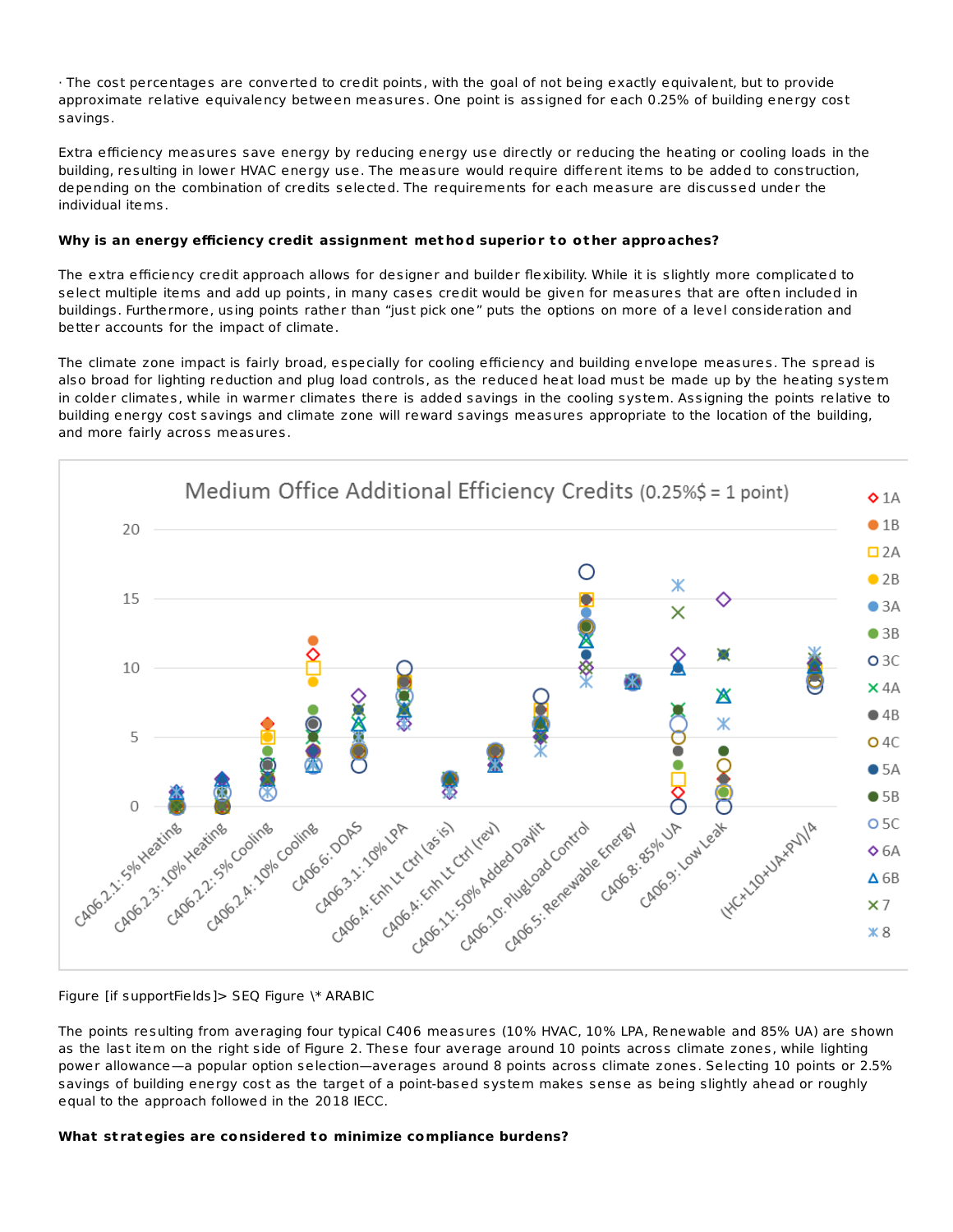· The cost percentages are converted to credit points, with the goal of not being exactly equivalent, but to provide approximate relative equivalency between measures. One point is assigned for each 0.25% of building energy cost savings.

Extra efficiency measures save energy by reducing energy use directly or reducing the heating or cooling loads in the building, resulting in lower HVAC energy use. The measure would require different items to be added to construction, depending on the combination of credits selected. The requirements for each measure are discussed under the individual items.

**Why is an energy efficiency credit assignment method superior to other approaches?**

The extra efficiency credit approach allows for designer and builder flexibility. While it is slightly more complicated to select multiple items and add up points, in many cases credit would be given for measures that are often included in buildings. Furthermore, using points rather than "just pick one" puts the options on more of a level consideration and better accounts for the impact of climate.

The climate zone impact is fairly broad, especially for cooling efficiency and building envelope measures. The spread is also broad for lighting reduction and plug load controls, as the reduced heat load must be made up by the heating system in colder climates, while in warmer climates there is added savings in the cooling system. Assigning the points relative to building energy cost savings and climate zone will reward savings measures appropriate to the location of the building, and more fairly across measures.

Figure [if supportFields]> SEQ Figure \* ARABIC

The points resulting from averaging four typical C406 measures (10% HVAC, 10% LPA, Renewable and 85% UA) are shown as the last item on the right side of Figure 2. These four average around 10 points across climate zones, while lighting power allowance—a popular option selection—averages around 8 points across climate zones. Selecting 10 points or 2.5% savings of building energy cost as the target of a point-based system makes sense as being slightly ahead or roughly equal to the approach followed in the 2018 IECC.

**What strategies are considered to minimize compliance burdens?**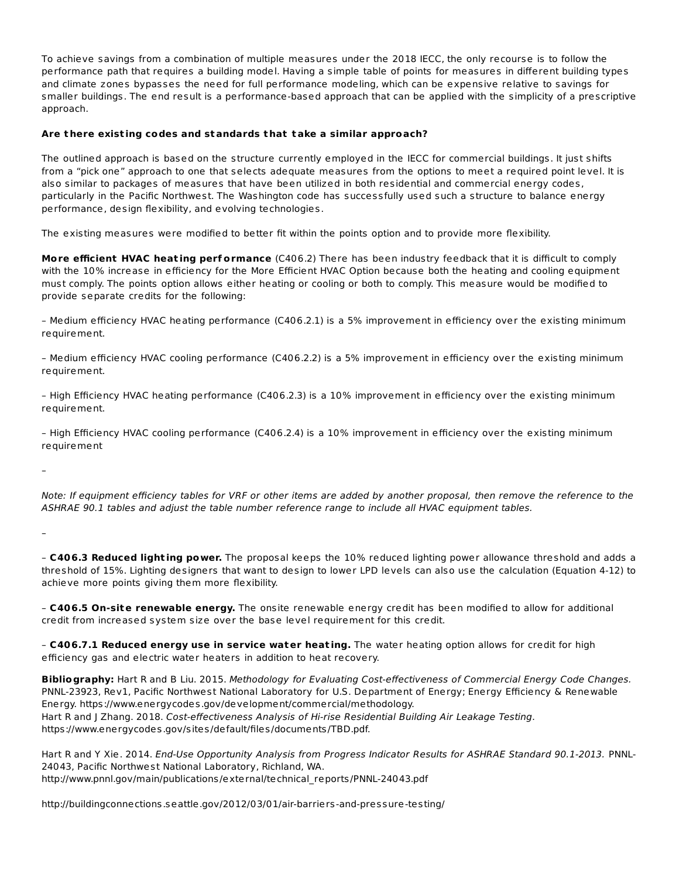To achieve savings from a combination of multiple measures under the 2018 IECC, the only recourse is to follow the performance path that requires a building model. Having a simple table of points for measures in different building types and climate zones bypasses the need for full performance modeling, which can be expensive relative to savings for smaller buildings. The end result is a performance-based approach that can be applied with the simplicity of a prescriptive approach.

**Are there existing codes and standards that take a similar approach?**

The outlined approach is based on the structure currently employed in the IECC for commercial buildings. It just shifts from a "pick one" approach to one that selects adequate measures from the options to meet a required point level. It is also similar to packages of measures that have been utilized in both residential and commercial energy codes, particularly in the Pacific Northwest. The Washington code has successfully used such a structure to balance energy performance, design flexibility, and evolving technologies.

The existing measures were modified to better fit within the points option and to provide more flexibility.

**More efficient HVAC heating performance** (C406.2) There has been industry feedback that it is difficult to comply with the 10% increase in efficiency for the More Efficient HVAC Option because both the heating and cooling equipment must comply. The points option allows either heating or cooling or both to comply. This measure would be modified to provide separate credits for the following:

– Medium efficiency HVAC heating performance (C406.2.1) is a 5% improvement in efficiency over the existing minimum requirement.

– Medium efficiency HVAC cooling performance (C406.2.2) is a 5% improvement in efficiency over the existing minimum requirement.

– High Efficiency HVAC heating performance (C406.2.3) is a 10% improvement in efficiency over the existing minimum requirement.

– High Efficiency HVAC cooling performance (C406.2.4) is a 10% improvement in efficiency over the existing minimum requirement

–

*Note: If equipment efficiency tables for VRF or other items are added by another proposal, then remove the reference to the ASHRAE 90.1 tables and adjust the table number reference range to include all HVAC equipment tables.*

–

– **C406.3 Reduced lighting power.** The proposal keeps the 10% reduced lighting power allowance threshold and adds a threshold of 15%. Lighting designers that want to design to lower LPD levels can also use the calculation (Equation 4-12) to achieve more points giving them more flexibility.

– **C406.5 On-site renewable energy.** The onsite renewable energy credit has been modified to allow for additional credit from increased system size over the base level requirement for this credit.

– **C406.7.1 Reduced energy use in service water heating.** The water heating option allows for credit for high efficiency gas and electric water heaters in addition to heat recovery.

**Bibliography:** Hart R and B Liu. 2015. *Methodology for Evaluating Cost-effectiveness of Commercial Energy Code Changes.* PNNL-23923, Rev1, Pacific Northwest National Laboratory for U.S. Department of Energy; Energy Efficiency & Renewable Energy. https://www.energycodes.gov/development/commercial/methodology.
Hart R and J Zhang. 2018. *Cost-effectiveness Analysis of Hi-rise Residential Building Air Leakage Testing*. https://www.energycodes.gov/sites/default/files/documents/TBD.pdf.

Hart R and Y Xie. 2014. *End-Use Opportunity Analysis from Progress Indicator Results for ASHRAE Standard 90.1-2013.* PNNL-24043, Pacific Northwest National Laboratory, Richland, WA.
http://www.pnnl.gov/main/publications/external/technical_reports/PNNL-24043.pdf

http://buildingconnections.seattle.gov/2012/03/01/air-barriers-and-pressure-testing/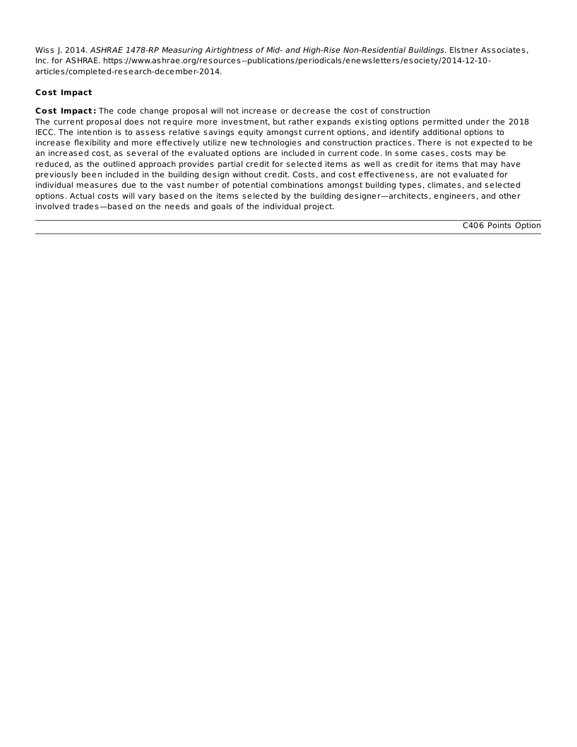Wiss J. 2014. *ASHRAE 1478-RP Measuring Airtightness of Mid- and High-Rise Non-Residential Buildings*. Elstner Associates, Inc. for ASHRAE. https://www.ashrae.org/resources--publications/periodicals/enewsletters/esociety/2014-12-10-articles/completed-research-december-2014.

**Cost Impact**

**Cost Impact:** The code change proposal will not increase or decrease the cost of construction
The current proposal does not require more investment, but rather expands existing options permitted under the 2018 IECC. The intention is to assess relative savings equity amongst current options, and identify additional options to increase flexibility and more effectively utilize new technologies and construction practices. There is not expected to be an increased cost, as several of the evaluated options are included in current code. In some cases, costs may be reduced, as the outlined approach provides partial credit for selected items as well as credit for items that may have previously been included in the building design without credit. Costs, and cost effectiveness, are not evaluated for individual measures due to the vast number of potential combinations amongst building types, climates, and selected options. Actual costs will vary based on the items selected by the building designer—architects, engineers, and other involved trades—based on the needs and goals of the individual project.